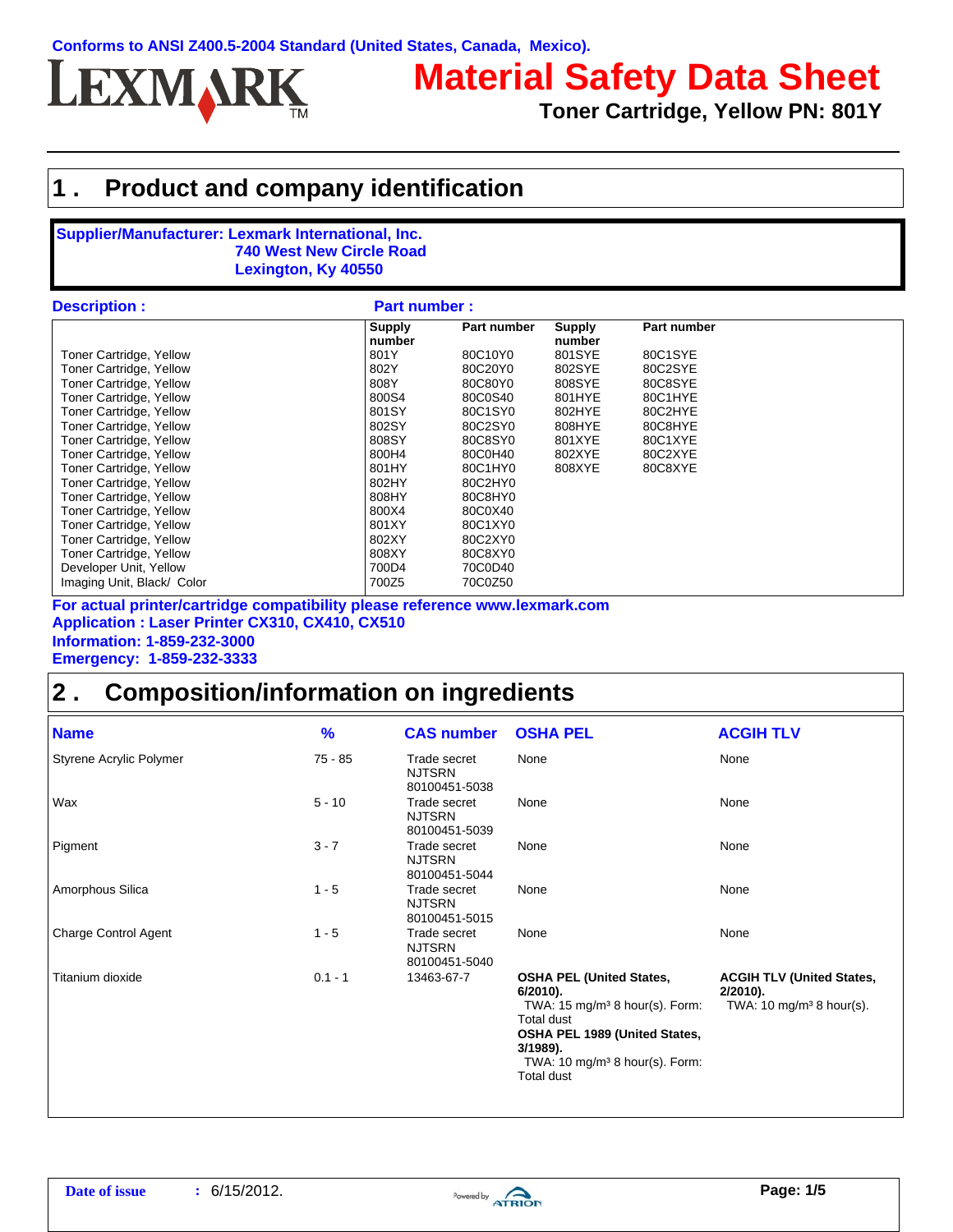Conforms to ANSI Z400.5-2004 Standard (United States, Canada, Mexico).

LEXMARK™

# Material Safety Data Sheet

**Toner Cartridge, Yellow PN: 801Y**

## 1 . Product and company identification

**Supplier/Manufacturer: Lexmark International, Inc.**
**740 West New Circle Road**
**Lexington, Ky 40550**

| Description : | Part number : | | | |
|---|---|---|---|---|
| | Supply number | Part number | Supply number | Part number |
| Toner Cartridge, Yellow | 801Y | 80C10Y0 | 801SYE | 80C1SYE |
| Toner Cartridge, Yellow | 802Y | 80C20Y0 | 802SYE | 80C2SYE |
| Toner Cartridge, Yellow | 808Y | 80C80Y0 | 808SYE | 80C8SYE |
| Toner Cartridge, Yellow | 800S4 | 80C0S40 | 801HYE | 80C1HYE |
| Toner Cartridge, Yellow | 801SY | 80C1SY0 | 802HYE | 80C2HYE |
| Toner Cartridge, Yellow | 802SY | 80C2SY0 | 808HYE | 80C8HYE |
| Toner Cartridge, Yellow | 808SY | 80C8SY0 | 801XYE | 80C1XYE |
| Toner Cartridge, Yellow | 800H4 | 80C0H40 | 802XYE | 80C2XYE |
| Toner Cartridge, Yellow | 801HY | 80C1HY0 | 808XYE | 80C8XYE |
| Toner Cartridge, Yellow | 802HY | 80C2HY0 | | |
| Toner Cartridge, Yellow | 808HY | 80C8HY0 | | |
| Toner Cartridge, Yellow | 800X4 | 80C0X40 | | |
| Toner Cartridge, Yellow | 801XY | 80C1XY0 | | |
| Toner Cartridge, Yellow | 802XY | 80C2XY0 | | |
| Toner Cartridge, Yellow | 808XY | 80C8XY0 | | |
| Developer Unit, Yellow | 700D4 | 70C0D40 | | |
| Imaging Unit, Black/ Color | 700Z5 | 70C0Z50 | | |

**For actual printer/cartridge compatibility please reference www.lexmark.com**
**Application : Laser Printer CX310, CX410, CX510**
**Information: 1-859-232-3000**
**Emergency: 1-859-232-3333**

## 2 . Composition/information on ingredients

| Name | % | CAS number | OSHA PEL | ACGIH TLV |
|---|---|---|---|---|
| Styrene Acrylic Polymer | 75 - 85 | Trade secret NJTSRN 80100451-5038 | None | None |
| Wax | 5 - 10 | Trade secret NJTSRN 80100451-5039 | None | None |
| Pigment | 3 - 7 | Trade secret NJTSRN 80100451-5044 | None | None |
| Amorphous Silica | 1 - 5 | Trade secret NJTSRN 80100451-5015 | None | None |
| Charge Control Agent | 1 - 5 | Trade secret NJTSRN 80100451-5040 | None | None |
| Titanium dioxide | 0.1 - 1 | 13463-67-7 | **OSHA PEL (United States, 6/2010).** TWA: 15 mg/m³ 8 hour(s). Form: Total dust **OSHA PEL 1989 (United States, 3/1989).** TWA: 10 mg/m³ 8 hour(s). Form: Total dust | **ACGIH TLV (United States, 2/2010).** TWA: 10 mg/m³ 8 hour(s). |

**Date of issue** : 6/15/2012.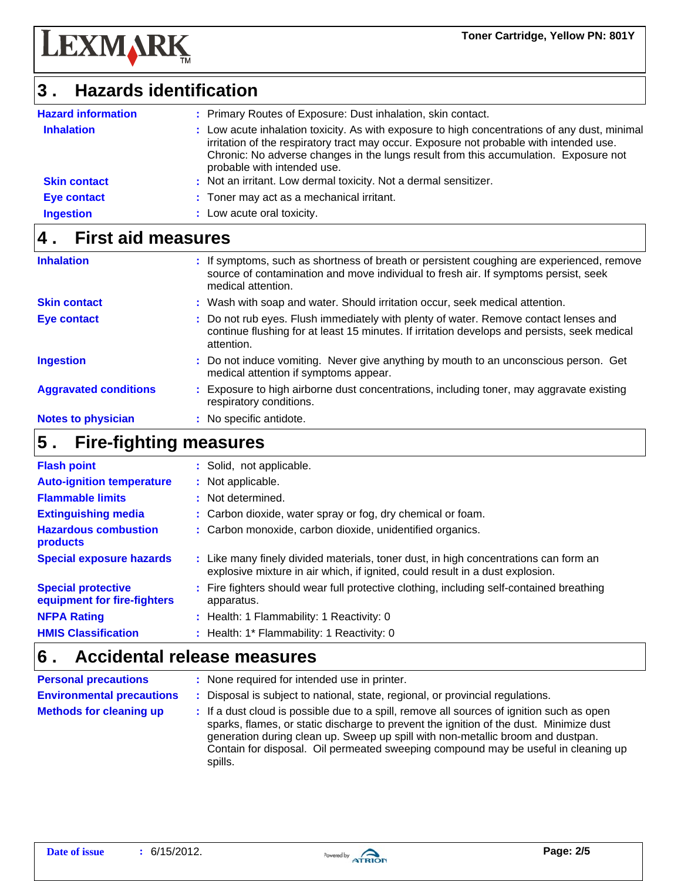## 3 . Hazards identification

| | |
|---|---|
| **Hazard information** | : Primary Routes of Exposure: Dust inhalation, skin contact. |
| **Inhalation** | : Low acute inhalation toxicity. As with exposure to high concentrations of any dust, minimal irritation of the respiratory tract may occur. Exposure not probable with intended use. Chronic: No adverse changes in the lungs result from this accumulation. Exposure not probable with intended use. |
| **Skin contact** | : Not an irritant. Low dermal toxicity. Not a dermal sensitizer. |
| **Eye contact** | : Toner may act as a mechanical irritant. |
| **Ingestion** | : Low acute oral toxicity. |

## 4 . First aid measures

| | |
|---|---|
| **Inhalation** | : If symptoms, such as shortness of breath or persistent coughing are experienced, remove source of contamination and move individual to fresh air. If symptoms persist, seek medical attention. |
| **Skin contact** | : Wash with soap and water. Should irritation occur, seek medical attention. |
| **Eye contact** | : Do not rub eyes. Flush immediately with plenty of water. Remove contact lenses and continue flushing for at least 15 minutes. If irritation develops and persists, seek medical attention. |
| **Ingestion** | : Do not induce vomiting. Never give anything by mouth to an unconscious person. Get medical attention if symptoms appear. |
| **Aggravated conditions** | : Exposure to high airborne dust concentrations, including toner, may aggravate existing respiratory conditions. |
| **Notes to physician** | : No specific antidote. |

## 5 . Fire-fighting measures

| | |
|---|---|
| **Flash point** | : Solid, not applicable. |
| **Auto-ignition temperature** | : Not applicable. |
| **Flammable limits** | : Not determined. |
| **Extinguishing media** | : Carbon dioxide, water spray or fog, dry chemical or foam. |
| **Hazardous combustion products** | : Carbon monoxide, carbon dioxide, unidentified organics. |
| **Special exposure hazards** | : Like many finely divided materials, toner dust, in high concentrations can form an explosive mixture in air which, if ignited, could result in a dust explosion. |
| **Special protective equipment for fire-fighters** | : Fire fighters should wear full protective clothing, including self-contained breathing apparatus. |
| **NFPA Rating** | : Health: 1 Flammability: 1 Reactivity: 0 |
| **HMIS Classification** | : Health: 1* Flammability: 1 Reactivity: 0 |

## 6 . Accidental release measures

| | |
|---|---|
| **Personal precautions** | : None required for intended use in printer. |
| **Environmental precautions** | : Disposal is subject to national, state, regional, or provincial regulations. |
| **Methods for cleaning up** | : If a dust cloud is possible due to a spill, remove all sources of ignition such as open sparks, flames, or static discharge to prevent the ignition of the dust. Minimize dust generation during clean up. Sweep up spill with non-metallic broom and dustpan. Contain for disposal. Oil permeated sweeping compound may be useful in cleaning up spills. |

**Date of issue** : 6/15/2012.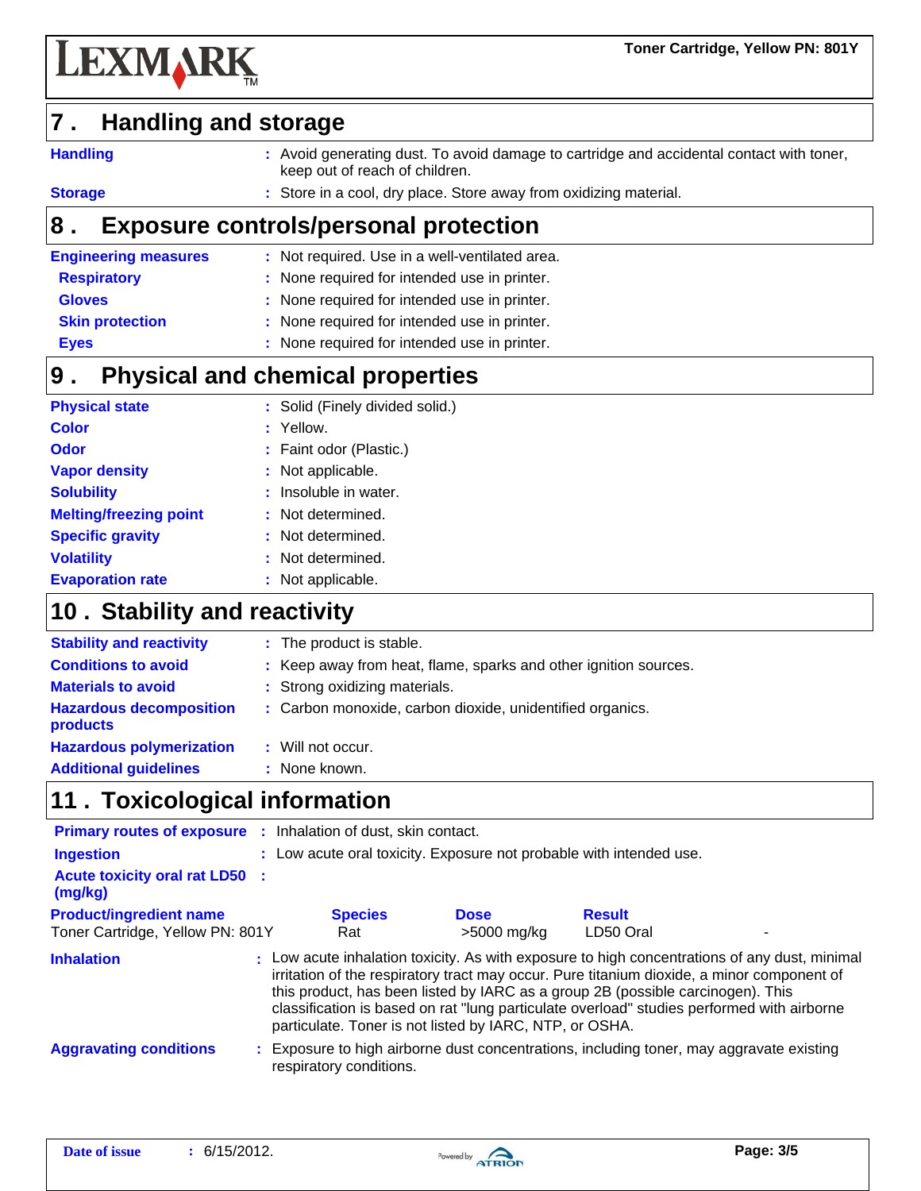## 7 . Handling and storage

**Handling** : Avoid generating dust. To avoid damage to cartridge and accidental contact with toner, keep out of reach of children.

**Storage** : Store in a cool, dry place. Store away from oxidizing material.

## 8 . Exposure controls/personal protection

**Engineering measures** : Not required. Use in a well-ventilated area.

**Respiratory** : None required for intended use in printer.

**Gloves** : None required for intended use in printer.

**Skin protection** : None required for intended use in printer.

**Eyes** : None required for intended use in printer.

## 9 . Physical and chemical properties

**Physical state** : Solid (Finely divided solid.)

**Color** : Yellow.

**Odor** : Faint odor (Plastic.)

**Vapor density** : Not applicable.

**Solubility** : Insoluble in water.

**Melting/freezing point** : Not determined.

**Specific gravity** : Not determined.

**Volatility** : Not determined.

**Evaporation rate** : Not applicable.

## 10 . Stability and reactivity

**Stability and reactivity** : The product is stable.

**Conditions to avoid** : Keep away from heat, flame, sparks and other ignition sources.

**Materials to avoid** : Strong oxidizing materials.

**Hazardous decomposition products** : Carbon monoxide, carbon dioxide, unidentified organics.

**Hazardous polymerization** : Will not occur.

**Additional guidelines** : None known.

## 11 . Toxicological information

**Primary routes of exposure** : Inhalation of dust, skin contact.

**Ingestion** : Low acute oral toxicity. Exposure not probable with intended use.

**Acute toxicity oral rat LD50 (mg/kg)** :

| Product/ingredient name | Species | Dose | Result | |
|---|---|---|---|---|
| Toner Cartridge, Yellow PN: 801Y | Rat | >5000 mg/kg | LD50 Oral | - |

**Inhalation** : Low acute inhalation toxicity. As with exposure to high concentrations of any dust, minimal irritation of the respiratory tract may occur. Pure titanium dioxide, a minor component of this product, has been listed by IARC as a group 2B (possible carcinogen). This classification is based on rat "lung particulate overload" studies performed with airborne particulate. Toner is not listed by IARC, NTP, or OSHA.

**Aggravating conditions** : Exposure to high airborne dust concentrations, including toner, may aggravate existing respiratory conditions.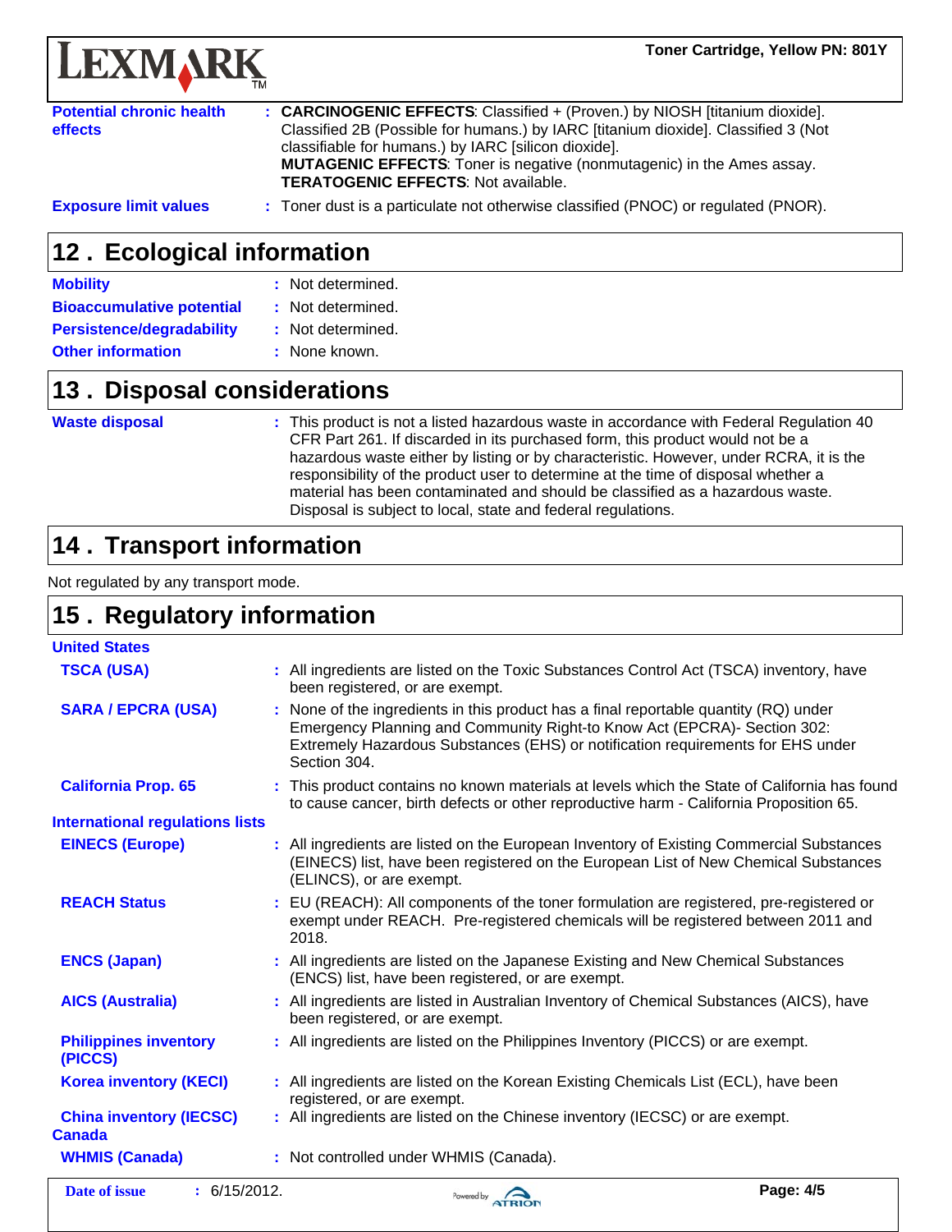| | |
|---|---|
| **Potential chronic health effects** | : **CARCINOGENIC EFFECTS**: Classified + (Proven.) by NIOSH [titanium dioxide]. Classified 2B (Possible for humans.) by IARC [titanium dioxide]. Classified 3 (Not classifiable for humans.) by IARC [silicon dioxide]. **MUTAGENIC EFFECTS**: Toner is negative (nonmutagenic) in the Ames assay. **TERATOGENIC EFFECTS**: Not available. |
| **Exposure limit values** | : Toner dust is a particulate not otherwise classified (PNOC) or regulated (PNOR). |

## 12 . Ecological information

| | |
|---|---|
| **Mobility** | : Not determined. |
| **Bioaccumulative potential** | : Not determined. |
| **Persistence/degradability** | : Not determined. |
| **Other information** | : None known. |

## 13 . Disposal considerations

| | |
|---|---|
| **Waste disposal** | : This product is not a listed hazardous waste in accordance with Federal Regulation 40 CFR Part 261. If discarded in its purchased form, this product would not be a hazardous waste either by listing or by characteristic. However, under RCRA, it is the responsibility of the product user to determine at the time of disposal whether a material has been contaminated and should be classified as a hazardous waste. Disposal is subject to local, state and federal regulations. |

## 14 . Transport information

Not regulated by any transport mode.

## 15 . Regulatory information

**United States**

| | |
|---|---|
| **TSCA (USA)** | : All ingredients are listed on the Toxic Substances Control Act (TSCA) inventory, have been registered, or are exempt. |
| **SARA / EPCRA (USA)** | : None of the ingredients in this product has a final reportable quantity (RQ) under Emergency Planning and Community Right-to Know Act (EPCRA)- Section 302: Extremely Hazardous Substances (EHS) or notification requirements for EHS under Section 304. |
| **California Prop. 65** | : This product contains no known materials at levels which the State of California has found to cause cancer, birth defects or other reproductive harm - California Proposition 65. |

**International regulations lists**

| | |
|---|---|
| **EINECS (Europe)** | : All ingredients are listed on the European Inventory of Existing Commercial Substances (EINECS) list, have been registered on the European List of New Chemical Substances (ELINCS), or are exempt. |
| **REACH Status** | : EU (REACH): All components of the toner formulation are registered, pre-registered or exempt under REACH. Pre-registered chemicals will be registered between 2011 and 2018. |
| **ENCS (Japan)** | : All ingredients are listed on the Japanese Existing and New Chemical Substances (ENCS) list, have been registered, or are exempt. |
| **AICS (Australia)** | : All ingredients are listed in Australian Inventory of Chemical Substances (AICS), have been registered, or are exempt. |
| **Philippines inventory (PICCS)** | : All ingredients are listed on the Philippines Inventory (PICCS) or are exempt. |
| **Korea inventory (KECI)** | : All ingredients are listed on the Korean Existing Chemicals List (ECL), have been registered, or are exempt. |
| **China inventory (IECSC)** | : All ingredients are listed on the Chinese inventory (IECSC) or are exempt. |

**Canada**

| | |
|---|---|
| **WHMIS (Canada)** | : Not controlled under WHMIS (Canada). |

**Date of issue** : 6/15/2012.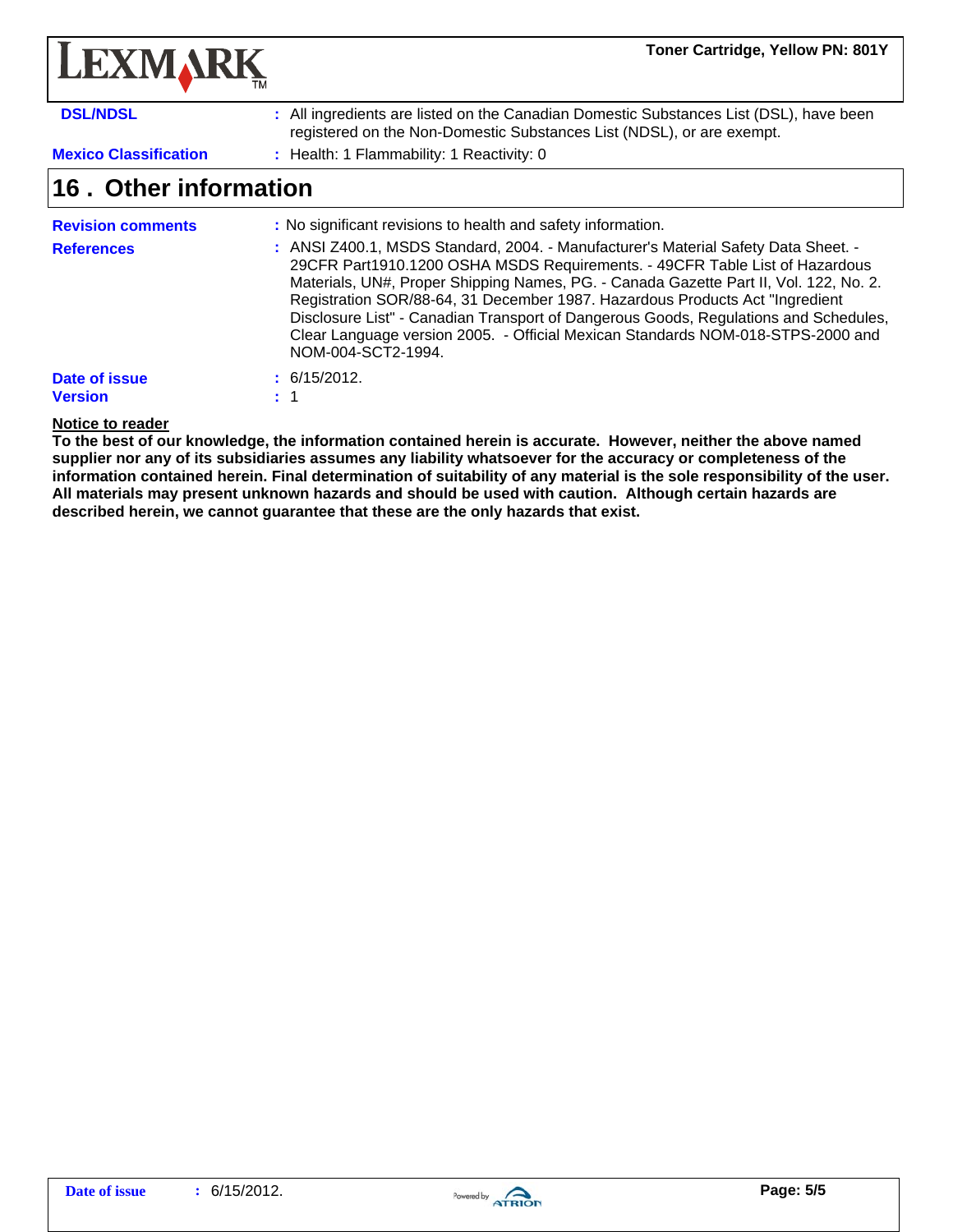**DSL/NDSL** : All ingredients are listed on the Canadian Domestic Substances List (DSL), have been registered on the Non-Domestic Substances List (NDSL), or are exempt.

**Mexico Classification** : Health: 1 Flammability: 1 Reactivity: 0

## 16 . Other information

**Revision comments** : No significant revisions to health and safety information.

**References** : ANSI Z400.1, MSDS Standard, 2004. - Manufacturer's Material Safety Data Sheet. - 29CFR Part1910.1200 OSHA MSDS Requirements. - 49CFR Table List of Hazardous Materials, UN#, Proper Shipping Names, PG. - Canada Gazette Part II, Vol. 122, No. 2. Registration SOR/88-64, 31 December 1987. Hazardous Products Act "Ingredient Disclosure List" - Canadian Transport of Dangerous Goods, Regulations and Schedules, Clear Language version 2005. - Official Mexican Standards NOM-018-STPS-2000 and NOM-004-SCT2-1994.

**Date of issue** : 6/15/2012.

**Version** : 1

**Notice to reader**

**To the best of our knowledge, the information contained herein is accurate. However, neither the above named supplier nor any of its subsidiaries assumes any liability whatsoever for the accuracy or completeness of the information contained herein. Final determination of suitability of any material is the sole responsibility of the user. All materials may present unknown hazards and should be used with caution. Although certain hazards are described herein, we cannot guarantee that these are the only hazards that exist.**